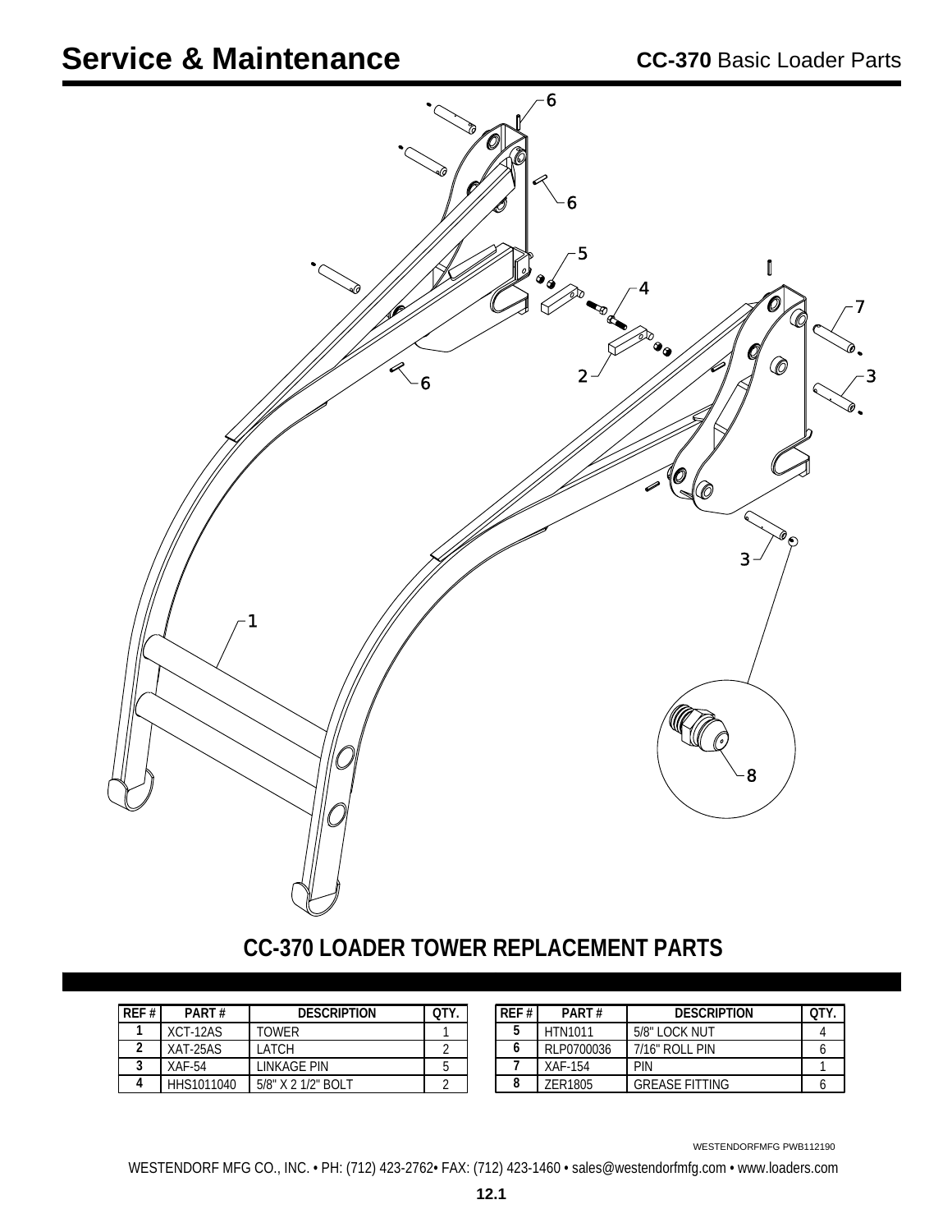# Service & Maintenance

**CC-370** Basic Loader Parts

## CC-370 LOADER TOWER REPLACEMENT PARTS

| REF # | PART # | DESCRIPTION | QTY. |
|---|---|---|---|
| 1 | XCT-12AS | TOWER | 1 |
| 2 | XAT-25AS | LATCH | 2 |
| 3 | XAF-54 | LINKAGE PIN | 5 |
| 4 | HHS1011040 | 5/8" X 2 1/2" BOLT | 2 |

| REF # | PART # | DESCRIPTION | QTY. |
|---|---|---|---|
| 5 | HTN1011 | 5/8" LOCK NUT | 4 |
| 6 | RLP0700036 | 7/16" ROLL PIN | 6 |
| 7 | XAF-154 | PIN | 1 |
| 8 | ZER1805 | GREASE FITTING | 6 |

WESTENDORFMFG PWB112190

WESTENDORF MFG CO., INC. • PH: (712) 423-2762• FAX: (712) 423-1460 • sales@westendorfmfg.com • www.loaders.com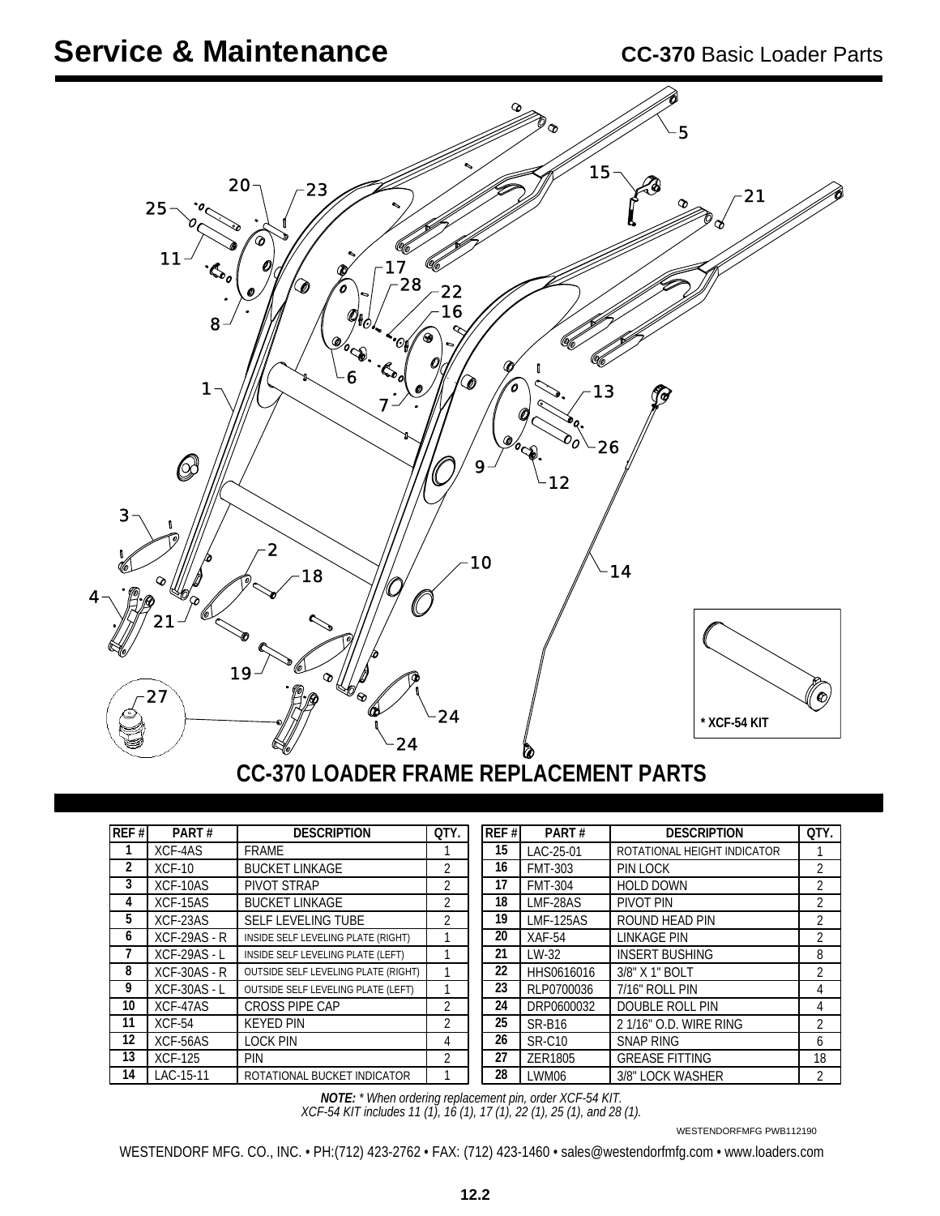# Service & Maintenance

**CC-370** Basic Loader Parts

## CC-370 LOADER FRAME REPLACEMENT PARTS

| REF # | PART # | DESCRIPTION | QTY. |
|---|---|---|---|
| 1 | XCF-4AS | FRAME | 1 |
| 2 | XCF-10 | BUCKET LINKAGE | 2 |
| 3 | XCF-10AS | PIVOT STRAP | 2 |
| 4 | XCF-15AS | BUCKET LINKAGE | 2 |
| 5 | XCF-23AS | SELF LEVELING TUBE | 2 |
| 6 | XCF-29AS - R | INSIDE SELF LEVELING PLATE (RIGHT) | 1 |
| 7 | XCF-29AS - L | INSIDE SELF LEVELING PLATE (LEFT) | 1 |
| 8 | XCF-30AS - R | OUTSIDE SELF LEVELING PLATE (RIGHT) | 1 |
| 9 | XCF-30AS - L | OUTSIDE SELF LEVELING PLATE (LEFT) | 1 |
| 10 | XCF-47AS | CROSS PIPE CAP | 2 |
| 11 | XCF-54 | KEYED PIN | 2 |
| 12 | XCF-56AS | LOCK PIN | 4 |
| 13 | XCF-125 | PIN | 2 |
| 14 | LAC-15-11 | ROTATIONAL BUCKET INDICATOR | 1 |
| 15 | LAC-25-01 | ROTATIONAL HEIGHT INDICATOR | 1 |
| 16 | FMT-303 | PIN LOCK | 2 |
| 17 | FMT-304 | HOLD DOWN | 2 |
| 18 | LMF-28AS | PIVOT PIN | 2 |
| 19 | LMF-125AS | ROUND HEAD PIN | 2 |
| 20 | XAF-54 | LINKAGE PIN | 2 |
| 21 | LW-32 | INSERT BUSHING | 8 |
| 22 | HHS0616016 | 3/8" X 1" BOLT | 2 |
| 23 | RLP0700036 | 7/16" ROLL PIN | 4 |
| 24 | DRP0600032 | DOUBLE ROLL PIN | 4 |
| 25 | SR-B16 | 2 1/16" O.D. WIRE RING | 2 |
| 26 | SR-C10 | SNAP RING | 6 |
| 27 | ZER1805 | GREASE FITTING | 18 |
| 28 | LWM06 | 3/8" LOCK WASHER | 2 |

*XCF-54 KIT

***NOTE:** * When ordering replacement pin, order XCF-54 KIT.*
*XCF-54 KIT includes 11 (1), 16 (1), 17 (1), 22 (1), 25 (1), and 28 (1).*

WESTENDORFMFG PWB112190

WESTENDORF MFG. CO., INC. • PH:(712) 423-2762 • FAX: (712) 423-1460 • sales@westendorfmfg.com • www.loaders.com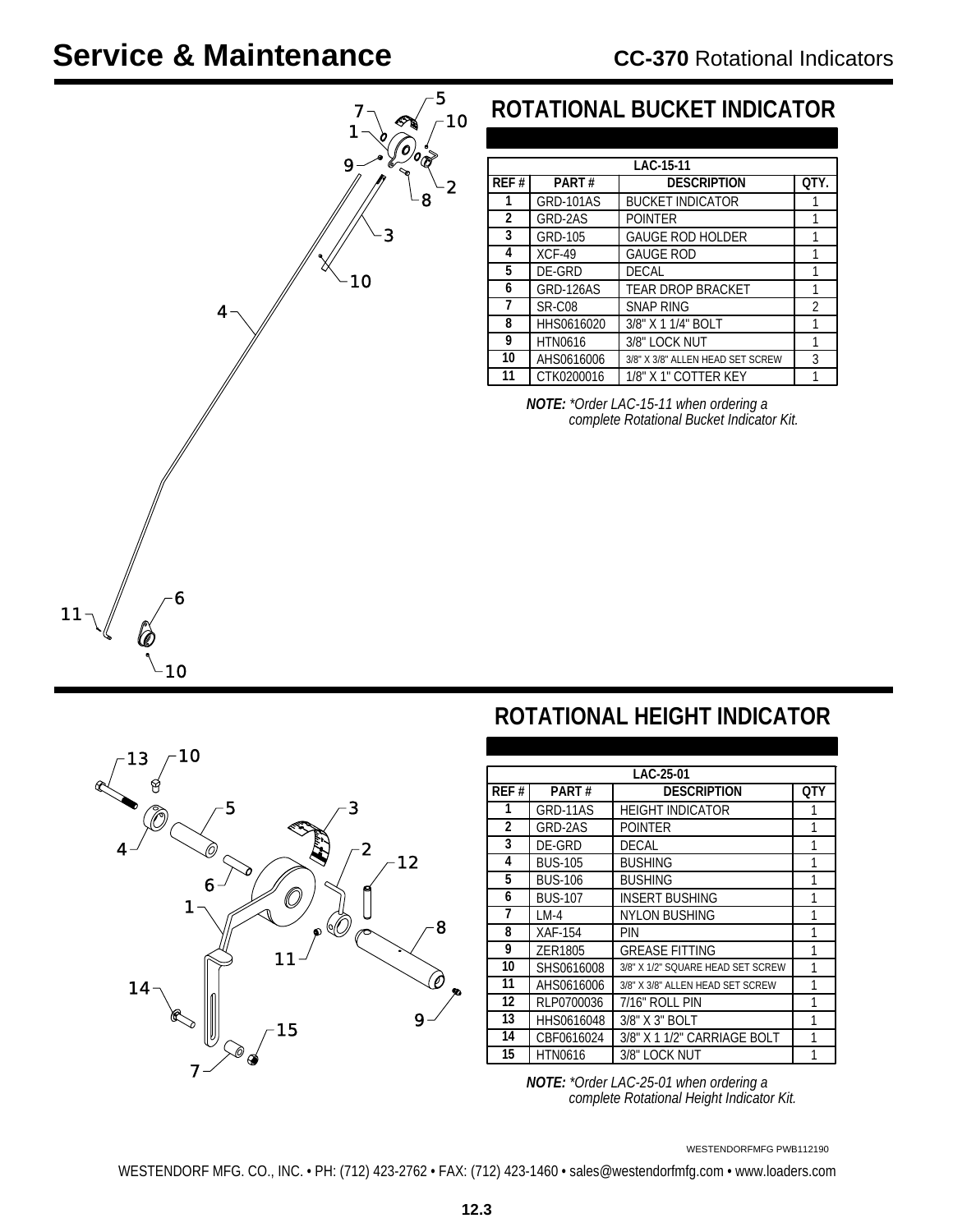# Service & Maintenance

**CC-370** Rotational Indicators

## ROTATIONAL BUCKET INDICATOR

| LAC-15-11 | | | |
|---|---|---|---|
| REF # | PART # | DESCRIPTION | QTY. |
| 1 | GRD-101AS | BUCKET INDICATOR | 1 |
| 2 | GRD-2AS | POINTER | 1 |
| 3 | GRD-105 | GAUGE ROD HOLDER | 1 |
| 4 | XCF-49 | GAUGE ROD | 1 |
| 5 | DE-GRD | DECAL | 1 |
| 6 | GRD-126AS | TEAR DROP BRACKET | 1 |
| 7 | SR-C08 | SNAP RING | 2 |
| 8 | HHS0616020 | 3/8" X 1 1/4" BOLT | 1 |
| 9 | HTN0616 | 3/8" LOCK NUT | 1 |
| 10 | AHS0616006 | 3/8" X 3/8" ALLEN HEAD SET SCREW | 3 |
| 11 | CTK0200016 | 1/8" X 1" COTTER KEY | 1 |

***NOTE:*** *\*Order LAC-15-11 when ordering a complete Rotational Bucket Indicator Kit.*

## ROTATIONAL HEIGHT INDICATOR

| LAC-25-01 | | | |
|---|---|---|---|
| REF # | PART # | DESCRIPTION | QTY |
| 1 | GRD-11AS | HEIGHT INDICATOR | 1 |
| 2 | GRD-2AS | POINTER | 1 |
| 3 | DE-GRD | DECAL | 1 |
| 4 | BUS-105 | BUSHING | 1 |
| 5 | BUS-106 | BUSHING | 1 |
| 6 | BUS-107 | INSERT BUSHING | 1 |
| 7 | LM-4 | NYLON BUSHING | 1 |
| 8 | XAF-154 | PIN | 1 |
| 9 | ZER1805 | GREASE FITTING | 1 |
| 10 | SHS0616008 | 3/8" X 1/2" SQUARE HEAD SET SCREW | 1 |
| 11 | AHS0616006 | 3/8" X 3/8" ALLEN HEAD SET SCREW | 1 |
| 12 | RLP0700036 | 7/16" ROLL PIN | 1 |
| 13 | HHS0616048 | 3/8" X 3" BOLT | 1 |
| 14 | CBF0616024 | 3/8" X 1 1/2" CARRIAGE BOLT | 1 |
| 15 | HTN0616 | 3/8" LOCK NUT | 1 |

***NOTE:*** *\*Order LAC-25-01 when ordering a complete Rotational Height Indicator Kit.*

WESTENDORFMFG PWB112190

WESTENDORF MFG. CO., INC. • PH: (712) 423-2762 • FAX: (712) 423-1460 • sales@westendorfmfg.com • www.loaders.com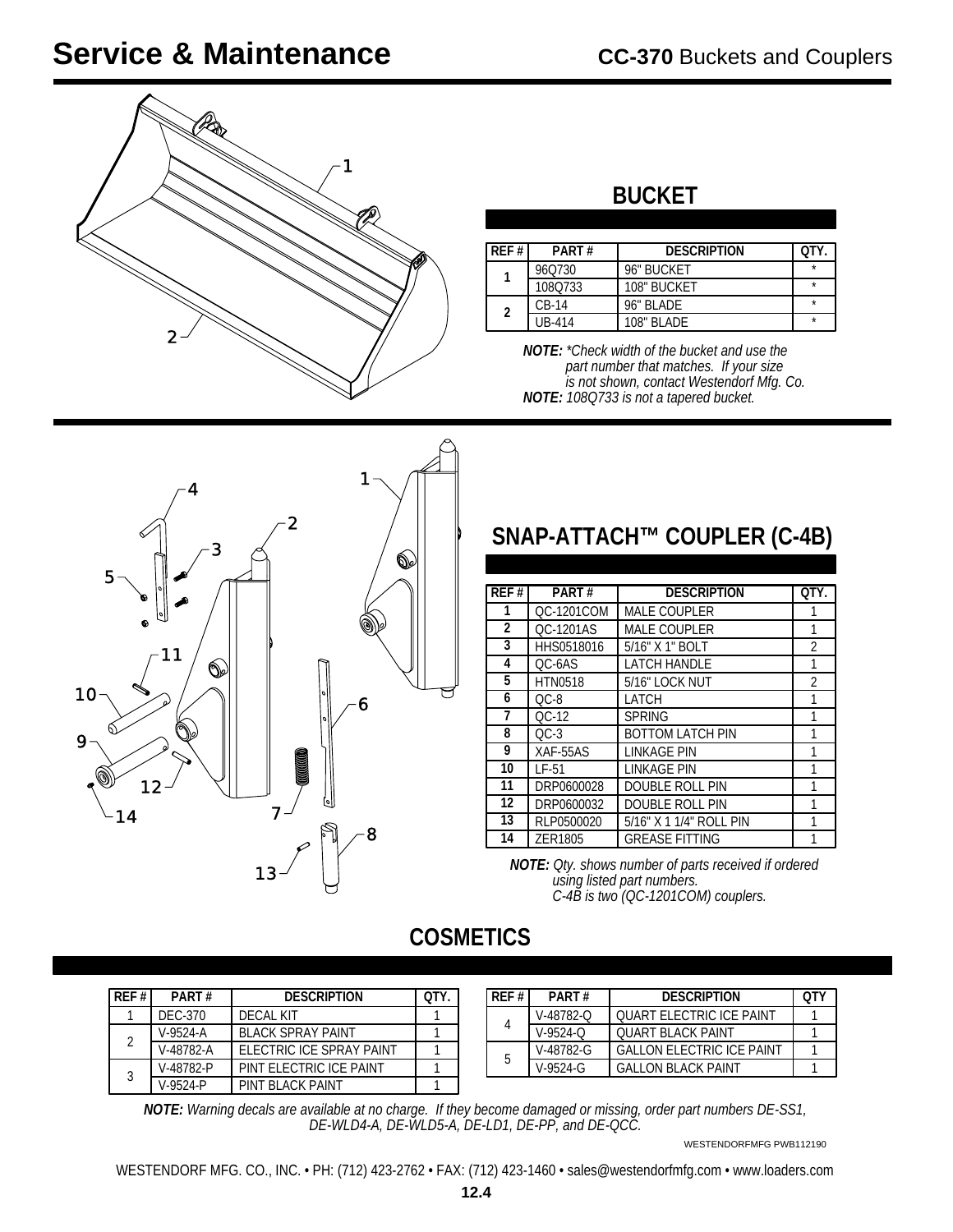# Service & Maintenance

**CC-370** Buckets and Couplers

## BUCKET

| REF # | PART # | DESCRIPTION | QTY. |
|---|---|---|---|
| 1 | 96Q730 | 96" BUCKET | * |
| | 108Q733 | 108" BUCKET | * |
| 2 | CB-14 | 96" BLADE | * |
| | UB-414 | 108" BLADE | * |

***NOTE:*** *\*Check width of the bucket and use the part number that matches. If your size is not shown, contact Westendorf Mfg. Co.*

***NOTE:*** *108Q733 is not a tapered bucket.*

## SNAP-ATTACH™ COUPLER (C-4B)

| REF # | PART # | DESCRIPTION | QTY. |
|---|---|---|---|
| 1 | QC-1201COM | MALE COUPLER | 1 |
| 2 | QC-1201AS | MALE COUPLER | 1 |
| 3 | HHS0518016 | 5/16" X 1" BOLT | 2 |
| 4 | QC-6AS | LATCH HANDLE | 1 |
| 5 | HTN0518 | 5/16" LOCK NUT | 2 |
| 6 | QC-8 | LATCH | 1 |
| 7 | QC-12 | SPRING | 1 |
| 8 | QC-3 | BOTTOM LATCH PIN | 1 |
| 9 | XAF-55AS | LINKAGE PIN | 1 |
| 10 | LF-51 | LINKAGE PIN | 1 |
| 11 | DRP0600028 | DOUBLE ROLL PIN | 1 |
| 12 | DRP0600032 | DOUBLE ROLL PIN | 1 |
| 13 | RLP0500020 | 5/16" X 1 1/4" ROLL PIN | 1 |
| 14 | ZER1805 | GREASE FITTING | 1 |

***NOTE:*** *Qty. shows number of parts received if ordered using listed part numbers. C-4B is two (QC-1201COM) couplers.*

## COSMETICS

| REF # | PART # | DESCRIPTION | QTY. |
|---|---|---|---|
| 1 | DEC-370 | DECAL KIT | 1 |
| 2 | V-9524-A | BLACK SPRAY PAINT | 1 |
| | V-48782-A | ELECTRIC ICE SPRAY PAINT | 1 |
| 3 | V-48782-P | PINT ELECTRIC ICE PAINT | 1 |
| | V-9524-P | PINT BLACK PAINT | 1 |

| REF # | PART # | DESCRIPTION | QTY |
|---|---|---|---|
| 4 | V-48782-Q | QUART ELECTRIC ICE PAINT | 1 |
| | V-9524-Q | QUART BLACK PAINT | 1 |
| 5 | V-48782-G | GALLON ELECTRIC ICE PAINT | 1 |
| | V-9524-G | GALLON BLACK PAINT | 1 |

***NOTE:*** *Warning decals are available at no charge. If they become damaged or missing, order part numbers DE-SS1, DE-WLD4-A, DE-WLD5-A, DE-LD1, DE-PP, and DE-QCC.*

WESTENDORFMFG PWB112190

WESTENDORF MFG. CO., INC. • PH: (712) 423-2762 • FAX: (712) 423-1460 • sales@westendorfmfg.com • www.loaders.com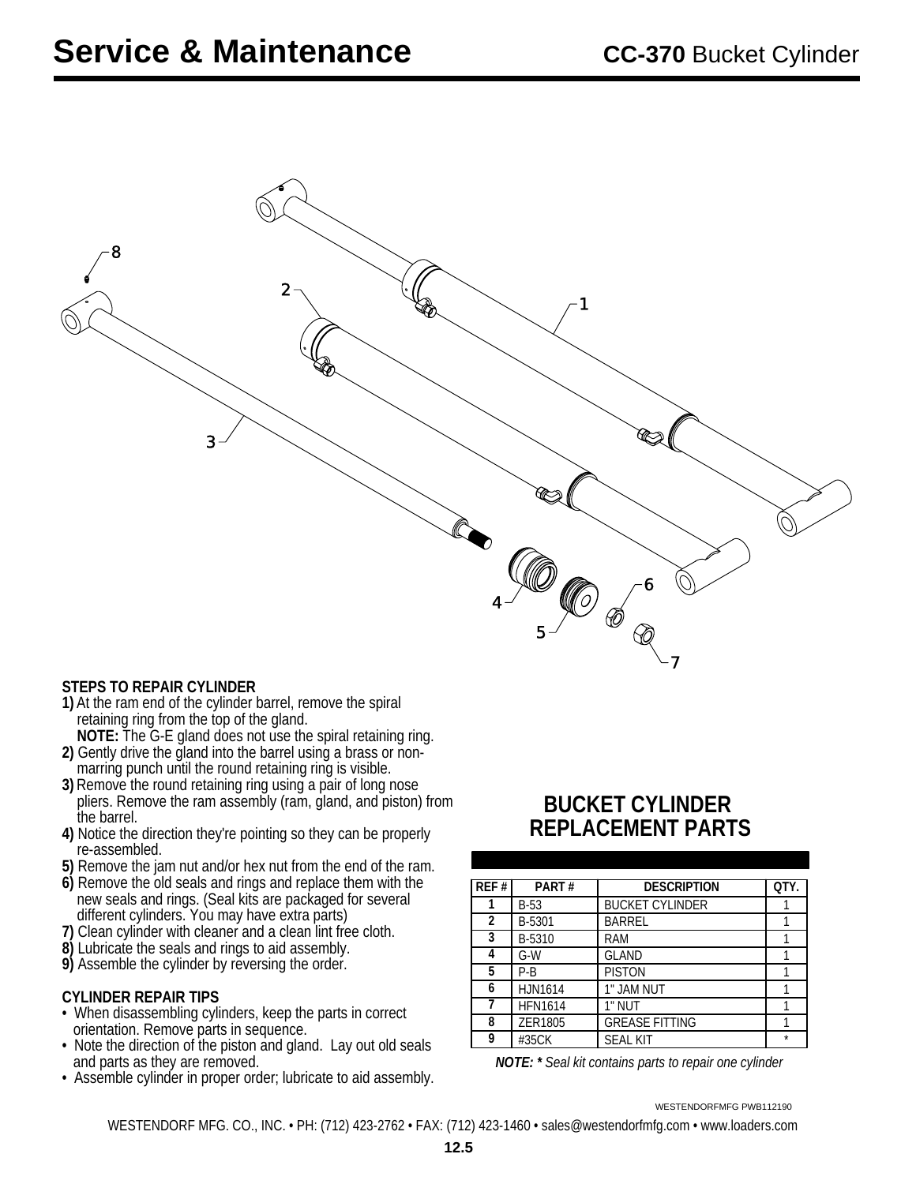# Service & Maintenance

## CC-370 Bucket Cylinder

### STEPS TO REPAIR CYLINDER

**1)** At the ram end of the cylinder barrel, remove the spiral retaining ring from the top of the gland.
**NOTE:** The G-E gland does not use the spiral retaining ring.
**2)** Gently drive the gland into the barrel using a brass or non-marring punch until the round retaining ring is visible.
**3)** Remove the round retaining ring using a pair of long nose pliers. Remove the ram assembly (ram, gland, and piston) from the barrel.
**4)** Notice the direction they're pointing so they can be properly re-assembled.
**5)** Remove the jam nut and/or hex nut from the end of the ram.
**6)** Remove the old seals and rings and replace them with the new seals and rings. (Seal kits are packaged for several different cylinders. You may have extra parts)
**7)** Clean cylinder with cleaner and a clean lint free cloth.
**8)** Lubricate the seals and rings to aid assembly.
**9)** Assemble the cylinder by reversing the order.

### CYLINDER REPAIR TIPS

- When disassembling cylinders, keep the parts in correct orientation. Remove parts in sequence.
- Note the direction of the piston and gland. Lay out old seals and parts as they are removed.
- Assemble cylinder in proper order; lubricate to aid assembly.

## BUCKET CYLINDER REPLACEMENT PARTS

| REF # | PART # | DESCRIPTION | QTY. |
|---|---|---|---|
| 1 | B-53 | BUCKET CYLINDER | 1 |
| 2 | B-5301 | BARREL | 1 |
| 3 | B-5310 | RAM | 1 |
| 4 | G-W | GLAND | 1 |
| 5 | P-B | PISTON | 1 |
| 6 | HJN1614 | 1" JAM NUT | 1 |
| 7 | HFN1614 | 1" NUT | 1 |
| 8 | ZER1805 | GREASE FITTING | 1 |
| 9 | #35CK | SEAL KIT | * |

***NOTE: \**** *Seal kit contains parts to repair one cylinder*

WESTENDORFMFG PWB112190

WESTENDORF MFG. CO., INC. • PH: (712) 423-2762 • FAX: (712) 423-1460 • sales@westendorfmfg.com • www.loaders.com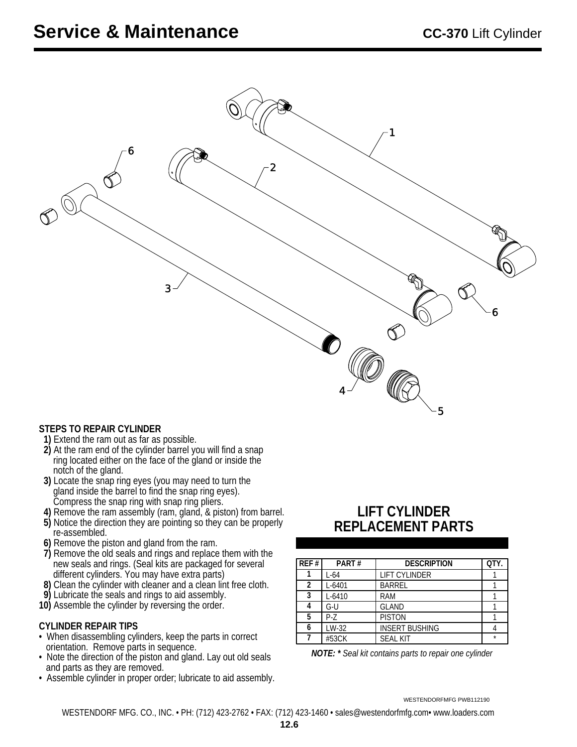# Service & Maintenance

**CC-370** Lift Cylinder

1

6

2

3

6

4

5

### STEPS TO REPAIR CYLINDER

**1)** Extend the ram out as far as possible.
**2)** At the ram end of the cylinder barrel you will find a snap ring located either on the face of the gland or inside the notch of the gland.
**3)** Locate the snap ring eyes (you may need to turn the gland inside the barrel to find the snap ring eyes). Compress the snap ring with snap ring pliers.
**4)** Remove the ram assembly (ram, gland, & piston) from barrel.
**5)** Notice the direction they are pointing so they can be properly re-assembled.
**6)** Remove the piston and gland from the ram.
**7)** Remove the old seals and rings and replace them with the new seals and rings. (Seal kits are packaged for several different cylinders. You may have extra parts)
**8)** Clean the cylinder with cleaner and a clean lint free cloth.
**9)** Lubricate the seals and rings to aid assembly.
**10)** Assemble the cylinder by reversing the order.

### CYLINDER REPAIR TIPS

- When disassembling cylinders, keep the parts in correct orientation. Remove parts in sequence.
- Note the direction of the piston and gland. Lay out old seals and parts as they are removed.
- Assemble cylinder in proper order; lubricate to aid assembly.

## LIFT CYLINDER REPLACEMENT PARTS

| REF # | PART # | DESCRIPTION | QTY. |
|---|---|---|---|
| 1 | L-64 | LIFT CYLINDER | 1 |
| 2 | L-6401 | BARREL | 1 |
| 3 | L-6410 | RAM | 1 |
| 4 | G-U | GLAND | 1 |
| 5 | P-Z | PISTON | 1 |
| 6 | LW-32 | INSERT BUSHING | 4 |
| 7 | #53CK | SEAL KIT | * |

***NOTE: \**** *Seal kit contains parts to repair one cylinder*

WESTENDORFMFG PWB112190

WESTENDORF MFG. CO., INC. • PH: (712) 423-2762 • FAX: (712) 423-1460 • sales@westendorfmfg.com• www.loaders.com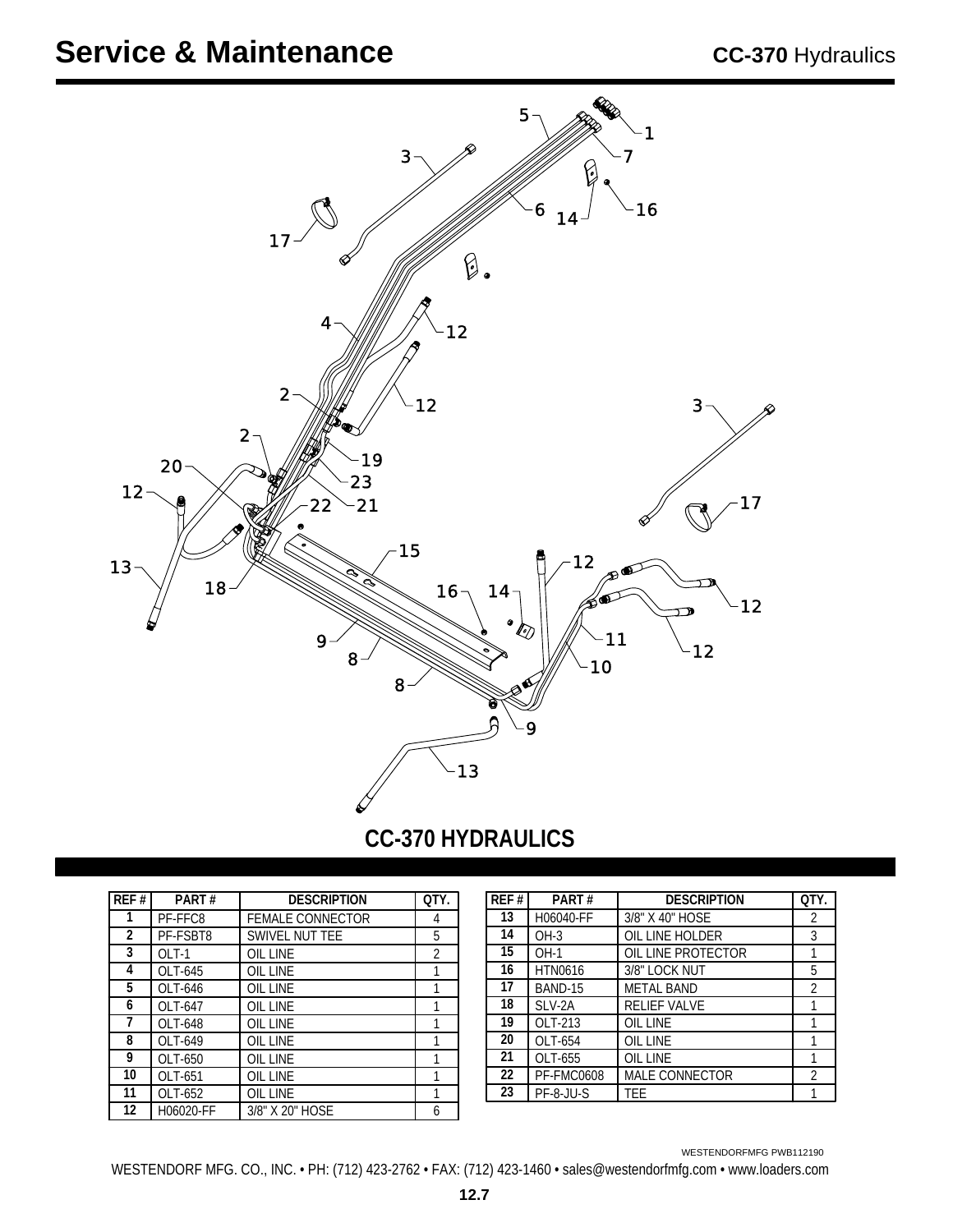# Service & Maintenance

**CC-370** Hydraulics

5
1
3
7
6
14
16
17
4
12
2
12
3
2
19
20
23
12
22
21
17
15
13
12
18
16
14
12
11
9
12
8
10
8
9
13

## CC-370 HYDRAULICS

| REF # | PART # | DESCRIPTION | QTY. |
|---|---|---|---|
| 1 | PF-FFC8 | FEMALE CONNECTOR | 4 |
| 2 | PF-FSBT8 | SWIVEL NUT TEE | 5 |
| 3 | OLT-1 | OIL LINE | 2 |
| 4 | OLT-645 | OIL LINE | 1 |
| 5 | OLT-646 | OIL LINE | 1 |
| 6 | OLT-647 | OIL LINE | 1 |
| 7 | OLT-648 | OIL LINE | 1 |
| 8 | OLT-649 | OIL LINE | 1 |
| 9 | OLT-650 | OIL LINE | 1 |
| 10 | OLT-651 | OIL LINE | 1 |
| 11 | OLT-652 | OIL LINE | 1 |
| 12 | H06020-FF | 3/8" X 20" HOSE | 6 |

| REF # | PART # | DESCRIPTION | QTY. |
|---|---|---|---|
| 13 | H06040-FF | 3/8" X 40" HOSE | 2 |
| 14 | OH-3 | OIL LINE HOLDER | 3 |
| 15 | OH-1 | OIL LINE PROTECTOR | 1 |
| 16 | HTN0616 | 3/8" LOCK NUT | 5 |
| 17 | BAND-15 | METAL BAND | 2 |
| 18 | SLV-2A | RELIEF VALVE | 1 |
| 19 | OLT-213 | OIL LINE | 1 |
| 20 | OLT-654 | OIL LINE | 1 |
| 21 | OLT-655 | OIL LINE | 1 |
| 22 | PF-FMC0608 | MALE CONNECTOR | 2 |
| 23 | PF-8-JU-S | TEE | 1 |

WESTENDORFMFG PWB112190

WESTENDORF MFG. CO., INC. • PH: (712) 423-2762 • FAX: (712) 423-1460 • sales@westendorfmfg.com • www.loaders.com